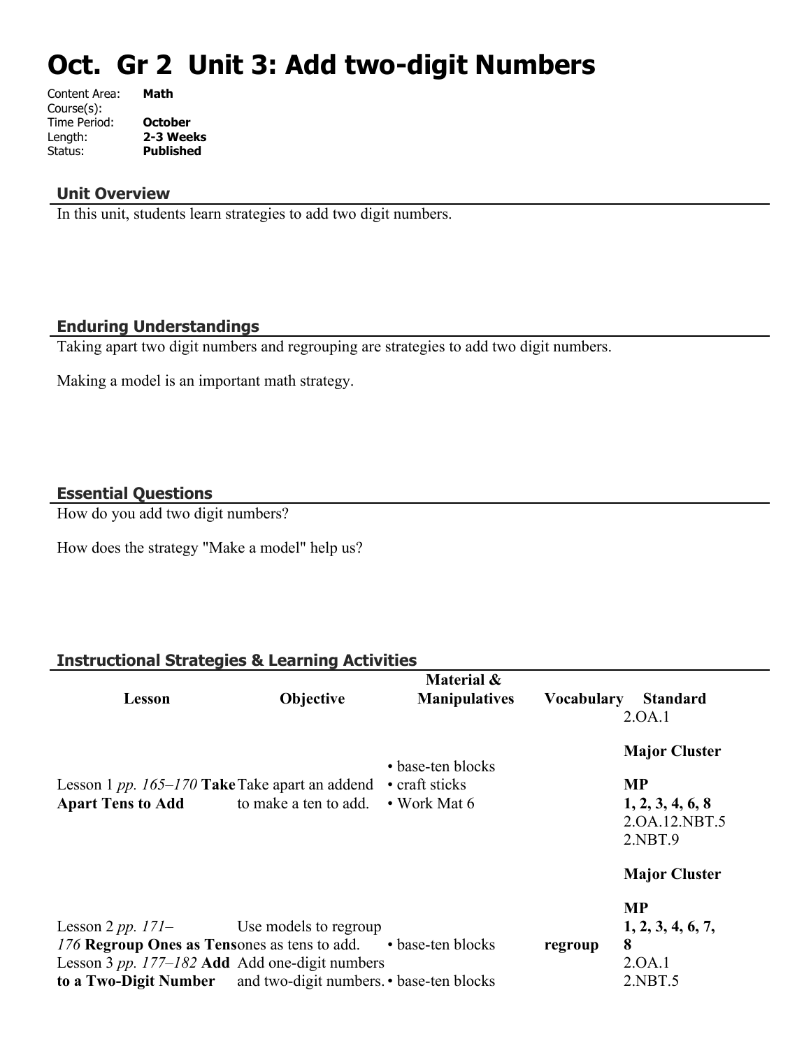# Oct. Gr 2 Unit 3: Add two-digit Numbers

Content Area: **Math**
Course(s):
Time Period: **October**
Length: **2-3 Weeks**
Status: **Published**

## Unit Overview

In this unit, students learn strategies to add two digit numbers.

## Enduring Understandings

Taking apart two digit numbers and regrouping are strategies to add two digit numbers.

Making a model is an important math strategy.

## Essential Questions

How do you add two digit numbers?

How does the strategy "Make a model" help us?

## Instructional Strategies & Learning Activities

| Lesson | Objective | Material & Manipulatives | Vocabulary | Standard |
|---|---|---|---|---|
| Lesson 1 *pp. 165–170* **Take Apart Tens to Add** | Take apart an addend to make a ten to add. | • base-ten blocks<br>• craft sticks<br>• Work Mat 6 | | 2.OA.1<br>**Major Cluster**<br>**MP**<br>**1, 2, 3, 4, 6, 8** |
| Lesson 2 *pp. 171–176* **Regroup Ones as Tens** | Use models to regroup ones as tens to add. | • base-ten blocks | **regroup** | 2.OA.12.NBT.5<br>2.NBT.9<br>**Major Cluster**<br>**MP**<br>**1, 2, 3, 4, 6, 7, 8** |
| Lesson 3 *pp. 177–182* **Add to a Two-Digit Number** | Add one-digit numbers and two-digit numbers. | • base-ten blocks | | 2.OA.1<br>2.NBT.5 |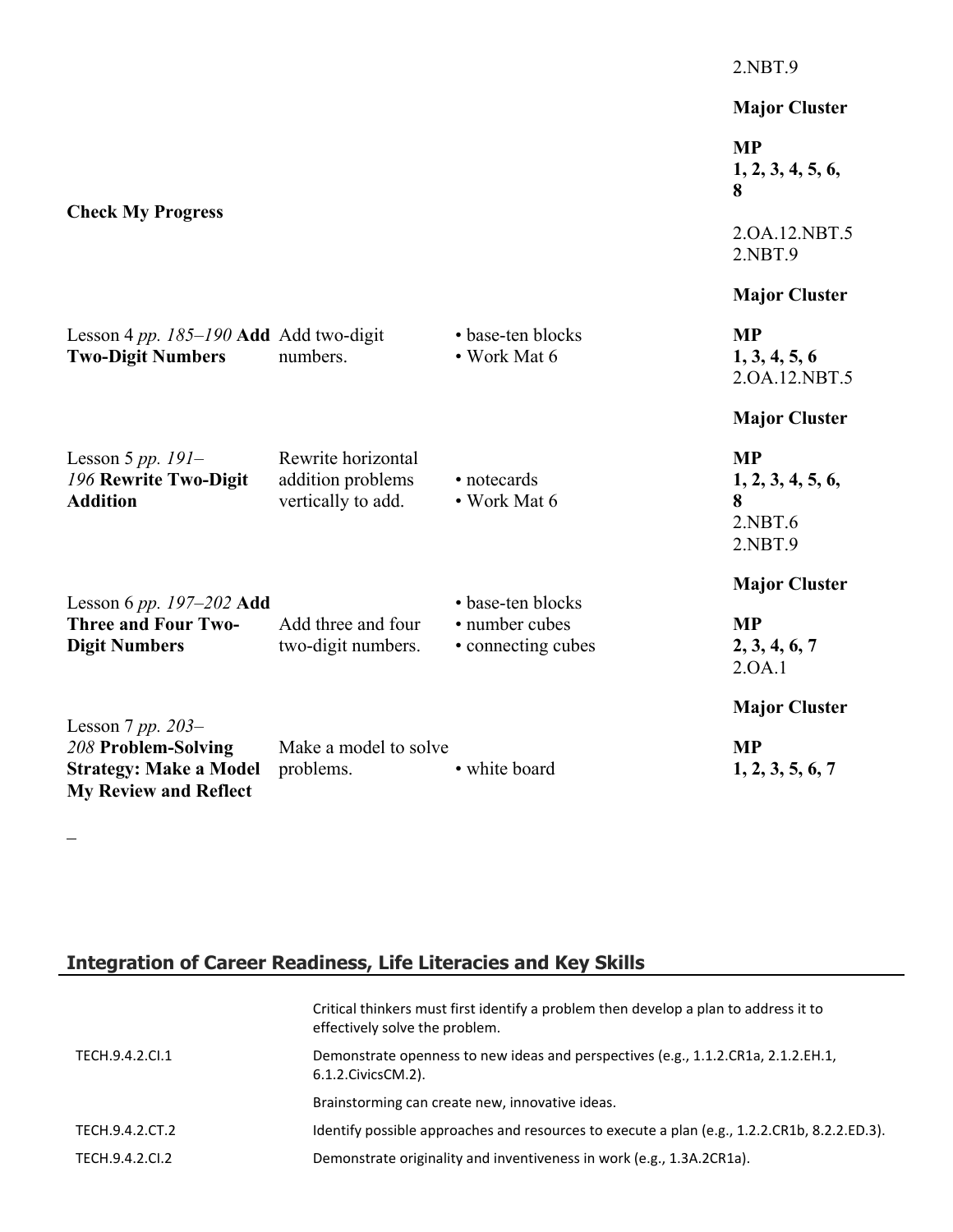| | | | |
|---|---|---|---|
| | | | 2.NBT.9<br><br>**Major Cluster** |
| **Check My Progress** | | | **MP**<br>**1, 2, 3, 4, 5, 6, 8**<br><br>2.OA.12.NBT.5<br>2.NBT.9<br><br>**Major Cluster** |
| Lesson 4 *pp. 185–190* **Add Two-Digit Numbers** | Add two-digit numbers. | • base-ten blocks<br>• Work Mat 6 | **MP**<br>**1, 3, 4, 5, 6**<br>2.OA.12.NBT.5<br><br>**Major Cluster** |
| Lesson 5 *pp. 191–196* **Rewrite Two-Digit Addition** | Rewrite horizontal addition problems vertically to add. | • notecards<br>• Work Mat 6 | **MP**<br>**1, 2, 3, 4, 5, 6, 8**<br>2.NBT.6<br>2.NBT.9<br><br>**Major Cluster** |
| Lesson 6 *pp. 197–202* **Add Three and Four Two-Digit Numbers** | Add three and four two-digit numbers. | • base-ten blocks<br>• number cubes<br>• connecting cubes | **MP**<br>**2, 3, 4, 6, 7**<br>2.OA.1<br><br>**Major Cluster** |
| Lesson 7 *pp. 203–208* **Problem-Solving Strategy: Make a Model My Review and Reflect** | Make a model to solve problems. | • white board | **MP**<br>**1, 2, 3, 5, 6, 7** |

## Integration of Career Readiness, Life Literacies and Key Skills

| | |
|---|---|
| | Critical thinkers must first identify a problem then develop a plan to address it to effectively solve the problem. |
| TECH.9.4.2.CI.1 | Demonstrate openness to new ideas and perspectives (e.g., 1.1.2.CR1a, 2.1.2.EH.1, 6.1.2.CivicsCM.2). |
| | Brainstorming can create new, innovative ideas. |
| TECH.9.4.2.CT.2 | Identify possible approaches and resources to execute a plan (e.g., 1.2.2.CR1b, 8.2.2.ED.3). |
| TECH.9.4.2.CI.2 | Demonstrate originality and inventiveness in work (e.g., 1.3A.2CR1a). |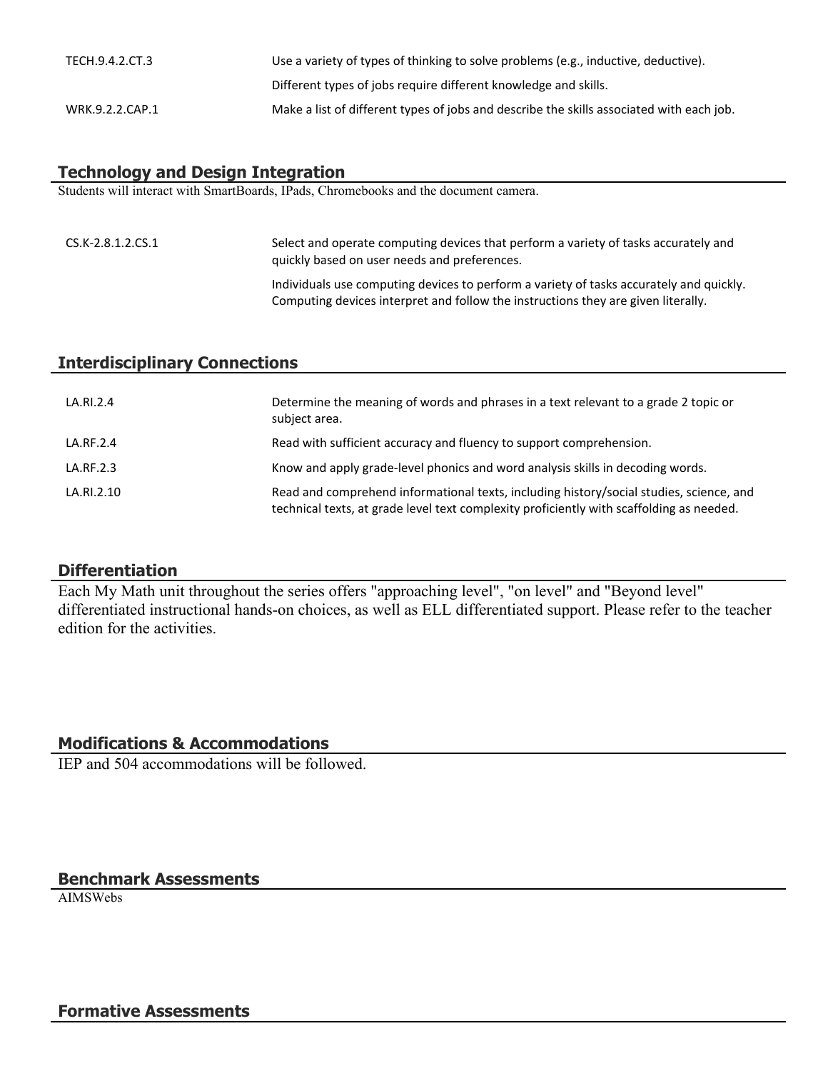| | |
|---|---|
| TECH.9.4.2.CT.3 | Use a variety of types of thinking to solve problems (e.g., inductive, deductive). |
| | Different types of jobs require different knowledge and skills. |
| WRK.9.2.2.CAP.1 | Make a list of different types of jobs and describe the skills associated with each job. |

## Technology and Design Integration

Students will interact with SmartBoards, IPads, Chromebooks and the document camera.

| | |
|---|---|
| CS.K-2.8.1.2.CS.1 | Select and operate computing devices that perform a variety of tasks accurately and quickly based on user needs and preferences. |
| | Individuals use computing devices to perform a variety of tasks accurately and quickly. Computing devices interpret and follow the instructions they are given literally. |

## Interdisciplinary Connections

| | |
|---|---|
| LA.RI.2.4 | Determine the meaning of words and phrases in a text relevant to a grade 2 topic or subject area. |
| LA.RF.2.4 | Read with sufficient accuracy and fluency to support comprehension. |
| LA.RF.2.3 | Know and apply grade-level phonics and word analysis skills in decoding words. |
| LA.RI.2.10 | Read and comprehend informational texts, including history/social studies, science, and technical texts, at grade level text complexity proficiently with scaffolding as needed. |

## Differentiation

Each My Math unit throughout the series offers "approaching level", "on level" and "Beyond level" differentiated instructional hands-on choices, as well as ELL differentiated support. Please refer to the teacher edition for the activities.

## Modifications & Accommodations

IEP and 504 accommodations will be followed.

## Benchmark Assessments

AIMSWebs

## Formative Assessments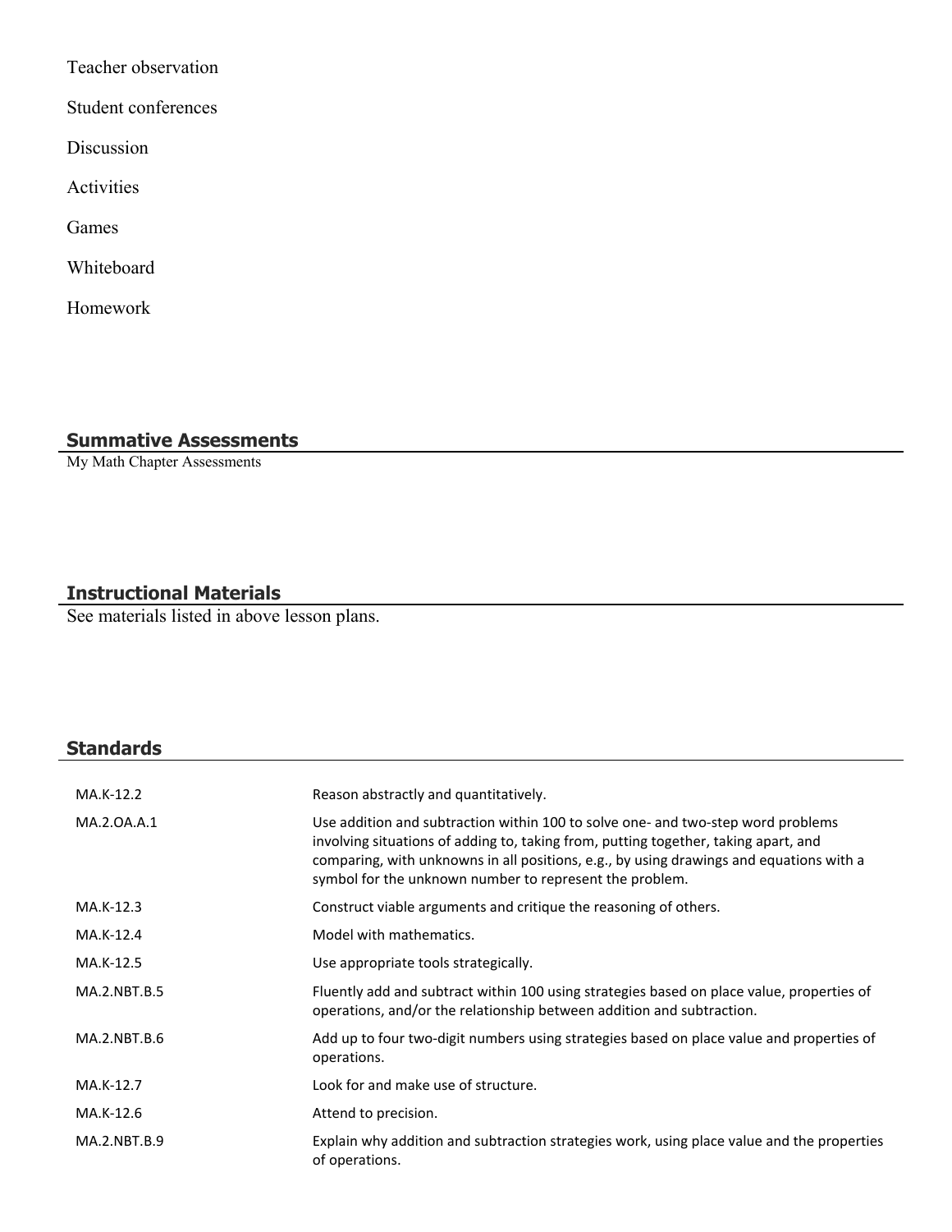Teacher observation

Student conferences

Discussion

Activities

Games

Whiteboard

Homework

## Summative Assessments

My Math Chapter Assessments

## Instructional Materials

See materials listed in above lesson plans.

## Standards

| | |
|---|---|
| MA.K-12.2 | Reason abstractly and quantitatively. |
| MA.2.OA.A.1 | Use addition and subtraction within 100 to solve one- and two-step word problems involving situations of adding to, taking from, putting together, taking apart, and comparing, with unknowns in all positions, e.g., by using drawings and equations with a symbol for the unknown number to represent the problem. |
| MA.K-12.3 | Construct viable arguments and critique the reasoning of others. |
| MA.K-12.4 | Model with mathematics. |
| MA.K-12.5 | Use appropriate tools strategically. |
| MA.2.NBT.B.5 | Fluently add and subtract within 100 using strategies based on place value, properties of operations, and/or the relationship between addition and subtraction. |
| MA.2.NBT.B.6 | Add up to four two-digit numbers using strategies based on place value and properties of operations. |
| MA.K-12.7 | Look for and make use of structure. |
| MA.K-12.6 | Attend to precision. |
| MA.2.NBT.B.9 | Explain why addition and subtraction strategies work, using place value and the properties of operations. |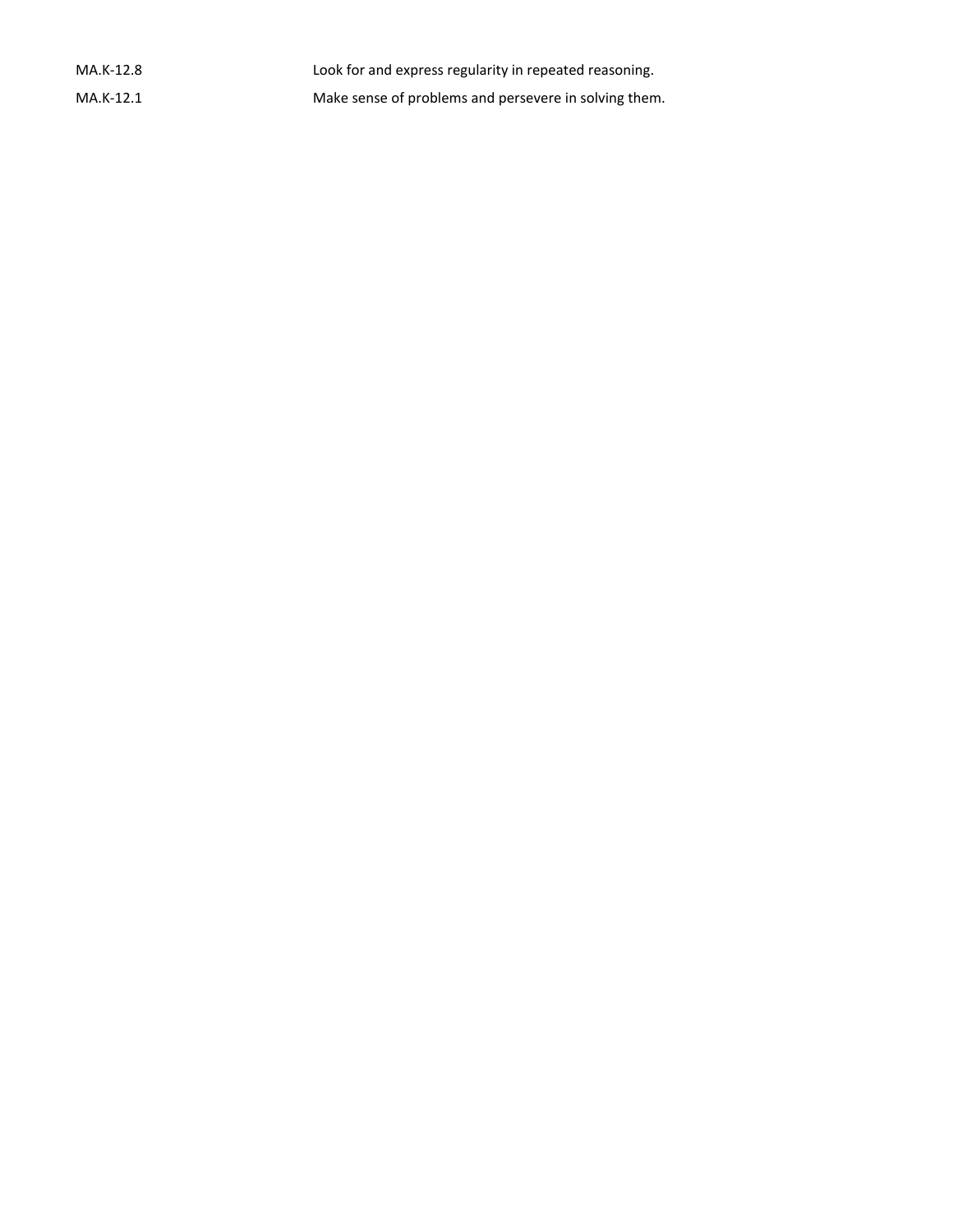| | |
|---|---|
| MA.K-12.8 | Look for and express regularity in repeated reasoning. |
| MA.K-12.1 | Make sense of problems and persevere in solving them. |